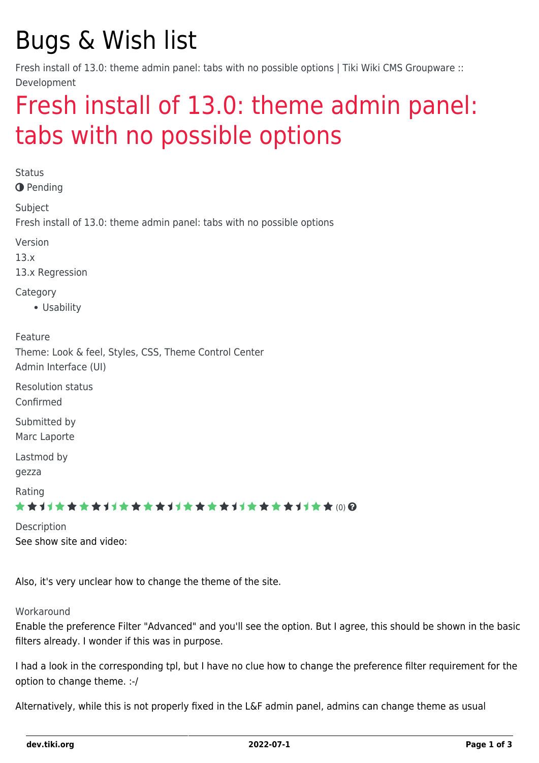# Bugs & Wish list

Fresh install of 13.0: theme admin panel: tabs with no possible options | Tiki Wiki CMS Groupware :: Development

## Fresh install of 13.0: theme admin panel: tabs with no possible options

Status

Pending

Subject

Fresh install of 13.0: theme admin panel: tabs with no possible options

Version

13.x

13.x Regression

Category

- Usability

Feature

Theme: Look & feel, Styles, CSS, Theme Control Center

Admin Interface (UI)

Resolution status

Confirmed

Submitted by

Marc Laporte

Lastmod by

gezza

Rating

(0)

Description

See show site and video:

Also, it's very unclear how to change the theme of the site.

Workaround

Enable the preference Filter "Advanced" and you'll see the option. But I agree, this should be shown in the basic filters already. I wonder if this was in purpose.

I had a look in the corresponding tpl, but I have no clue how to change the preference filter requirement for the option to change theme. :-/

Alternatively, while this is not properly fixed in the L&F admin panel, admins can change theme as usual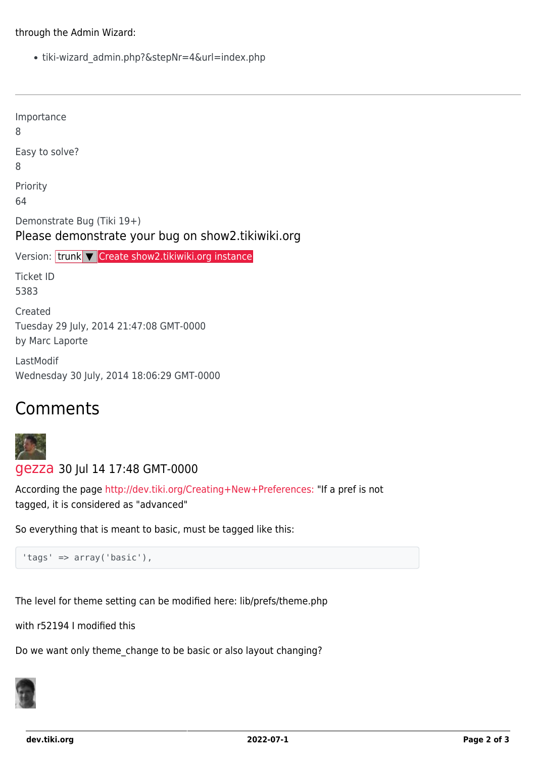through the Admin Wizard:

- tiki-wizard_admin.php?&stepNr=4&url=index.php

---

Importance
8

Easy to solve?
8

Priority
64

Demonstrate Bug (Tiki 19+)

Please demonstrate your bug on show2.tikiwiki.org

Version: trunk ▼ Create show2.tikiwiki.org instance

Ticket ID
5383

Created
Tuesday 29 July, 2014 21:47:08 GMT-0000
by Marc Laporte

LastModif
Wednesday 30 July, 2014 18:06:29 GMT-0000

## Comments

gezza 30 Jul 14 17:48 GMT-0000

According the page http://dev.tiki.org/Creating+New+Preferences: "If a pref is not tagged, it is considered as "advanced"

So everything that is meant to basic, must be tagged like this:

```
'tags' => array('basic'),
```

The level for theme setting can be modified here: lib/prefs/theme.php

with r52194 I modified this

Do we want only theme_change to be basic or also layout changing?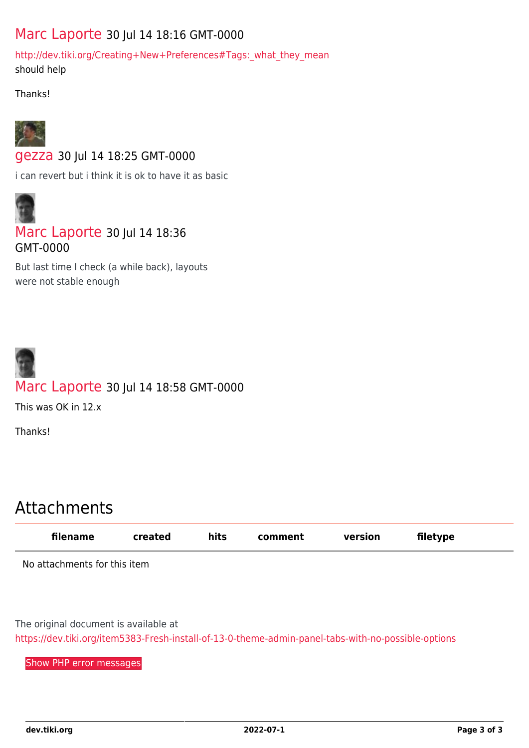Marc Laporte 30 Jul 14 18:16 GMT-0000

http://dev.tiki.org/Creating+New+Preferences#Tags:_what_they_mean
should help

Thanks!

gezza 30 Jul 14 18:25 GMT-0000

i can revert but i think it is ok to have it as basic

Marc Laporte 30 Jul 14 18:36 GMT-0000

But last time I check (a while back), layouts were not stable enough

Marc Laporte 30 Jul 14 18:58 GMT-0000

This was OK in 12.x

Thanks!

## Attachments

| filename | created | hits | comment | version | filetype |
|---|---|---|---|---|---|
| No attachments for this item | | | | | |

The original document is available at https://dev.tiki.org/item5383-Fresh-install-of-13-0-theme-admin-panel-tabs-with-no-possible-options

Show PHP error messages